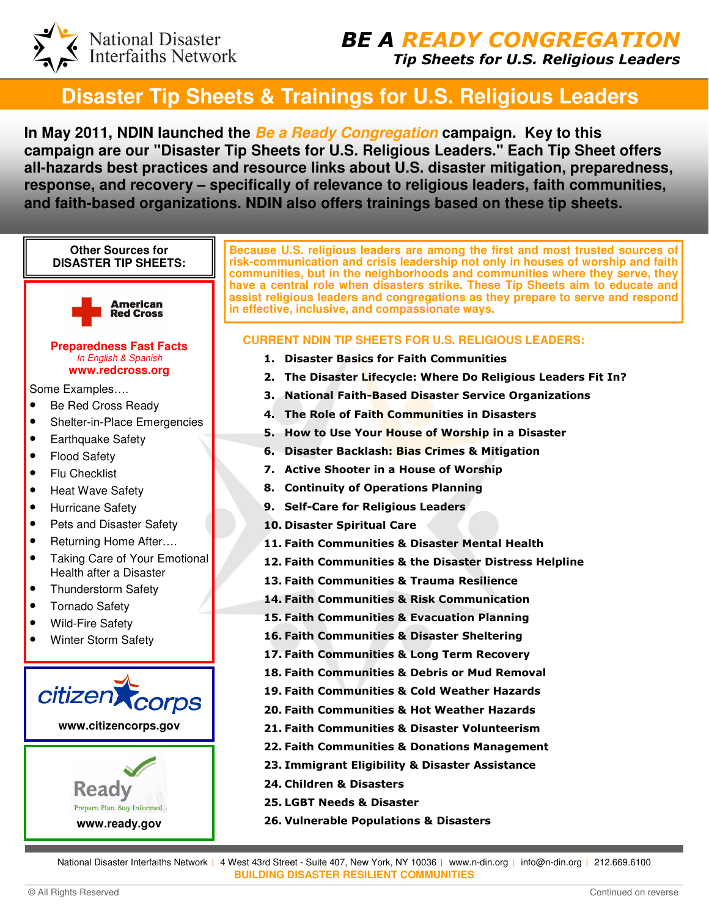National Disaster Interfaiths Network

# BE A READY CONGREGATION

*Tip Sheets for U.S. Religious Leaders*

## Disaster Tip Sheets & Trainings for U.S. Religious Leaders

**In May 2011, NDIN launched the *Be a Ready Congregation* campaign. Key to this campaign are our "Disaster Tip Sheets for U.S. Religious Leaders." Each Tip Sheet offers all-hazards best practices and resource links about U.S. disaster mitigation, preparedness, response, and recovery – specifically of relevance to religious leaders, faith communities, and faith-based organizations. NDIN also offers trainings based on these tip sheets.**

**Because U.S. religious leaders are among the first and most trusted sources of risk-communication and crisis leadership not only in houses of worship and faith communities, but in the neighborhoods and communities where they serve, they have a central role when disasters strike. These Tip Sheets aim to educate and assist religious leaders and congregations as they prepare to serve and respond in effective, inclusive, and compassionate ways.**

### CURRENT NDIN TIP SHEETS FOR U.S. RELIGIOUS LEADERS:

1. **Disaster Basics for Faith Communities**
2. **The Disaster Lifecycle: Where Do Religious Leaders Fit In?**
3. **National Faith-Based Disaster Service Organizations**
4. **The Role of Faith Communities in Disasters**
5. **How to Use Your House of Worship in a Disaster**
6. **Disaster Backlash: Bias Crimes & Mitigation**
7. **Active Shooter in a House of Worship**
8. **Continuity of Operations Planning**
9. **Self-Care for Religious Leaders**
10. **Disaster Spiritual Care**
11. **Faith Communities & Disaster Mental Health**
12. **Faith Communities & the Disaster Distress Helpline**
13. **Faith Communities & Trauma Resilience**
14. **Faith Communities & Risk Communication**
15. **Faith Communities & Evacuation Planning**
16. **Faith Communities & Disaster Sheltering**
17. **Faith Communities & Long Term Recovery**
18. **Faith Communities & Debris or Mud Removal**
19. **Faith Communities & Cold Weather Hazards**
20. **Faith Communities & Hot Weather Hazards**
21. **Faith Communities & Disaster Volunteerism**
22. **Faith Communities & Donations Management**
23. **Immigrant Eligibility & Disaster Assistance**
24. **Children & Disasters**
25. **LGBT Needs & Disaster**
26. **Vulnerable Populations & Disasters**

### Other Sources for DISASTER TIP SHEETS:

**American Red Cross**

**Preparedness Fast Facts**
*In English & Spanish*
**www.redcross.org**

Some Examples….

- Be Red Cross Ready
- Shelter-in-Place Emergencies
- Earthquake Safety
- Flood Safety
- Flu Checklist
- Heat Wave Safety
- Hurricane Safety
- Pets and Disaster Safety
- Returning Home After….
- Taking Care of Your Emotional Health after a Disaster
- Thunderstorm Safety
- Tornado Safety
- Wild-Fire Safety
- Winter Storm Safety

**citizen corps**
**www.citizencorps.gov**

**Ready** – Prepare. Plan. Stay Informed.
**www.ready.gov**

---

National Disaster Interfaiths Network | 4 West 43rd Street - Suite 407, New York, NY 10036 | www.n-din.org | info@n-din.org | 212.669.6100

**BUILDING DISASTER RESILIENT COMMUNITIES**

© All Rights Reserved

Continued on reverse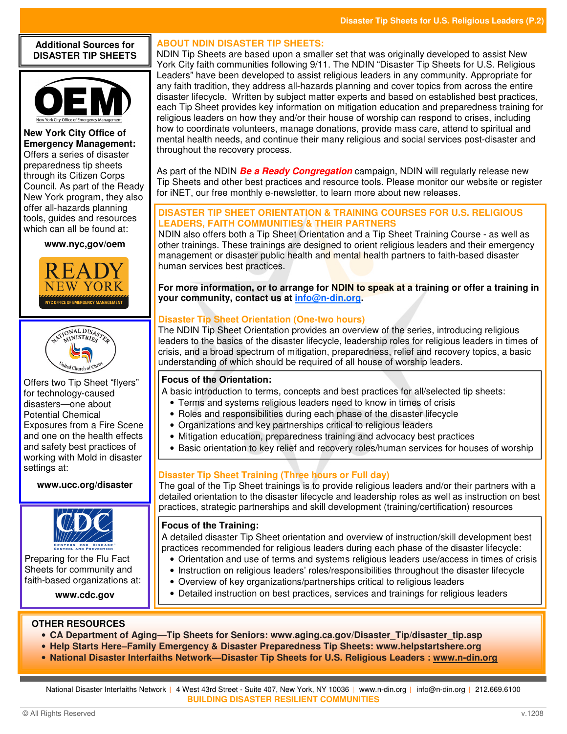## Additional Sources for DISASTER TIP SHEETS

**New York City Office of Emergency Management:** Offers a series of disaster preparedness tip sheets through its Citizen Corps Council. As part of the Ready New York program, they also offer all-hazards planning tools, guides and resources which can all be found at:

**www.nyc,gov/oem**

Offers two Tip Sheet "flyers" for technology-caused disasters—one about Potential Chemical Exposures from a Fire Scene and one on the health effects and safety best practices of working with Mold in disaster settings at:

**www.ucc.org/disaster**

Preparing for the Flu Fact Sheets for community and faith-based organizations at:

**www.cdc.gov**

## ABOUT NDIN DISASTER TIP SHEETS:

NDIN Tip Sheets are based upon a smaller set that was originally developed to assist New York City faith communities following 9/11. The NDIN "Disaster Tip Sheets for U.S. Religious Leaders" have been developed to assist religious leaders in any community. Appropriate for any faith tradition, they address all-hazards planning and cover topics from across the entire disaster lifecycle. Written by subject matter experts and based on established best practices, each Tip Sheet provides key information on mitigation education and preparedness training for religious leaders on how they and/or their house of worship can respond to crises, including how to coordinate volunteers, manage donations, provide mass care, attend to spiritual and mental health needs, and continue their many religious and social services post-disaster and throughout the recovery process.

As part of the NDIN ***Be a Ready Congregation*** campaign, NDIN will regularly release new Tip Sheets and other best practices and resource tools. Please monitor our website or register for iNET, our free monthly e-newsletter, to learn more about new releases.

## DISASTER TIP SHEET ORIENTATION & TRAINING COURSES FOR U.S. RELIGIOUS LEADERS, FAITH COMMUNITIES & THEIR PARTNERS

NDIN also offers both a Tip Sheet Orientation and a Tip Sheet Training Course - as well as other trainings. These trainings are designed to orient religious leaders and their emergency management or disaster public health and mental health partners to faith-based disaster human services best practices.

**For more information, or to arrange for NDIN to speak at a training or offer a training in your community, contact us at info@n-din.org.**

### Disaster Tip Sheet Orientation (One-two hours)

The NDIN Tip Sheet Orientation provides an overview of the series, introducing religious leaders to the basics of the disaster lifecycle, leadership roles for religious leaders in times of crisis, and a broad spectrum of mitigation, preparedness, relief and recovery topics, a basic understanding of which should be required of all house of worship leaders.

**Focus of the Orientation:**

A basic introduction to terms, concepts and best practices for all/selected tip sheets:

- Terms and systems religious leaders need to know in times of crisis
- Roles and responsibilities during each phase of the disaster lifecycle
- Organizations and key partnerships critical to religious leaders
- Mitigation education, preparedness training and advocacy best practices
- Basic orientation to key relief and recovery roles/human services for houses of worship

### Disaster Tip Sheet Training (Three hours or Full day)

The goal of the Tip Sheet trainings is to provide religious leaders and/or their partners with a detailed orientation to the disaster lifecycle and leadership roles as well as instruction on best practices, strategic partnerships and skill development (training/certification) resources

**Focus of the Training:**

A detailed disaster Tip Sheet orientation and overview of instruction/skill development best practices recommended for religious leaders during each phase of the disaster lifecycle:

- Orientation and use of terms and systems religious leaders use/access in times of crisis
- Instruction on religious leaders' roles/responsibilities throughout the disaster lifecycle
- Overview of key organizations/partnerships critical to religious leaders
- Detailed instruction on best practices, services and trainings for religious leaders

## OTHER RESOURCES

- **CA Department of Aging—Tip Sheets for Seniors: www.aging.ca.gov/Disaster_Tip/disaster_tip.asp**
- **Help Starts Here–Family Emergency & Disaster Preparedness Tip Sheets: www.helpstartshere.org**
- **National Disaster Interfaiths Network—Disaster Tip Sheets for U.S. Religious Leaders : www.n-din.org**

National Disaster Interfaiths Network | 4 West 43rd Street - Suite 407, New York, NY 10036 | www.n-din.org | info@n-din.org | 212.669.6100

**BUILDING DISASTER RESILIENT COMMUNITIES**

© All Rights Reserved v.1208